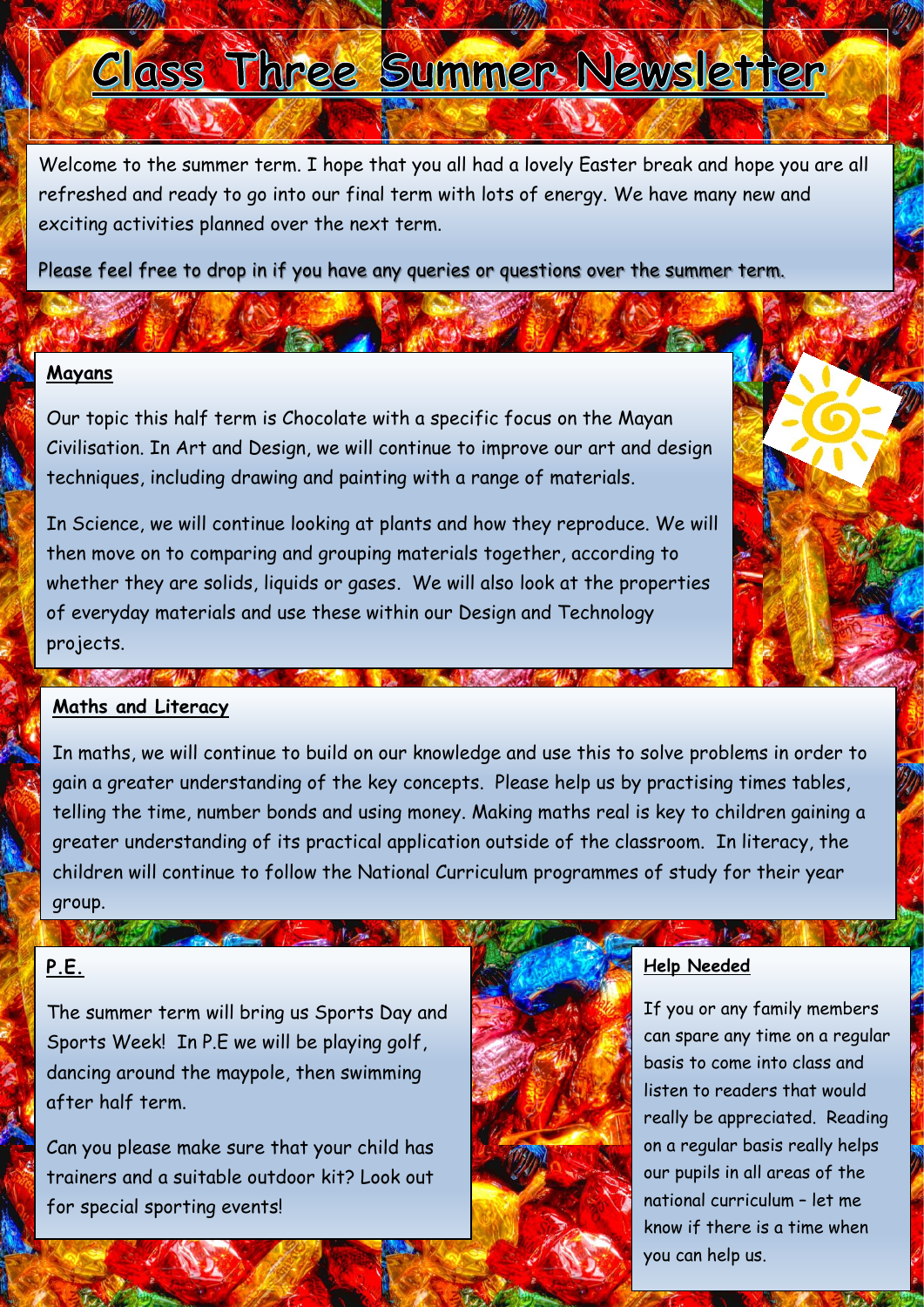# Class Three Summer Newsletter

Welcome to the summer term. I hope that you all had a lovely Easter break and hope you are all refreshed and ready to go into our final term with lots of energy. We have many new and exciting activities planned over the next term.

Please feel free to drop in if you have any queries or questions over the summer term.

## Mayans

Our topic this half term is Chocolate with a specific focus on the Mayan Civilisation. In Art and Design, we will continue to improve our art and design techniques, including drawing and painting with a range of materials.

In Science, we will continue looking at plants and how they reproduce. We will then move on to comparing and grouping materials together, according to whether they are solids, liquids or gases. We will also look at the properties of everyday materials and use these within our Design and Technology projects.

## Maths and Literacy

In maths, we will continue to build on our knowledge and use this to solve problems in order to gain a greater understanding of the key concepts. Please help us by practising times tables, telling the time, number bonds and using money. Making maths real is key to children gaining a greater understanding of its practical application outside of the classroom. In literacy, the children will continue to follow the National Curriculum programmes of study for their year group.

## P.E.

The summer term will bring us Sports Day and Sports Week! In P.E we will be playing golf, dancing around the maypole, then swimming after half term.

Can you please make sure that your child has trainers and a suitable outdoor kit? Look out for special sporting events!

## Help Needed

If you or any family members can spare any time on a regular basis to come into class and listen to readers that would really be appreciated. Reading on a regular basis really helps our pupils in all areas of the national curriculum – let me know if there is a time when you can help us.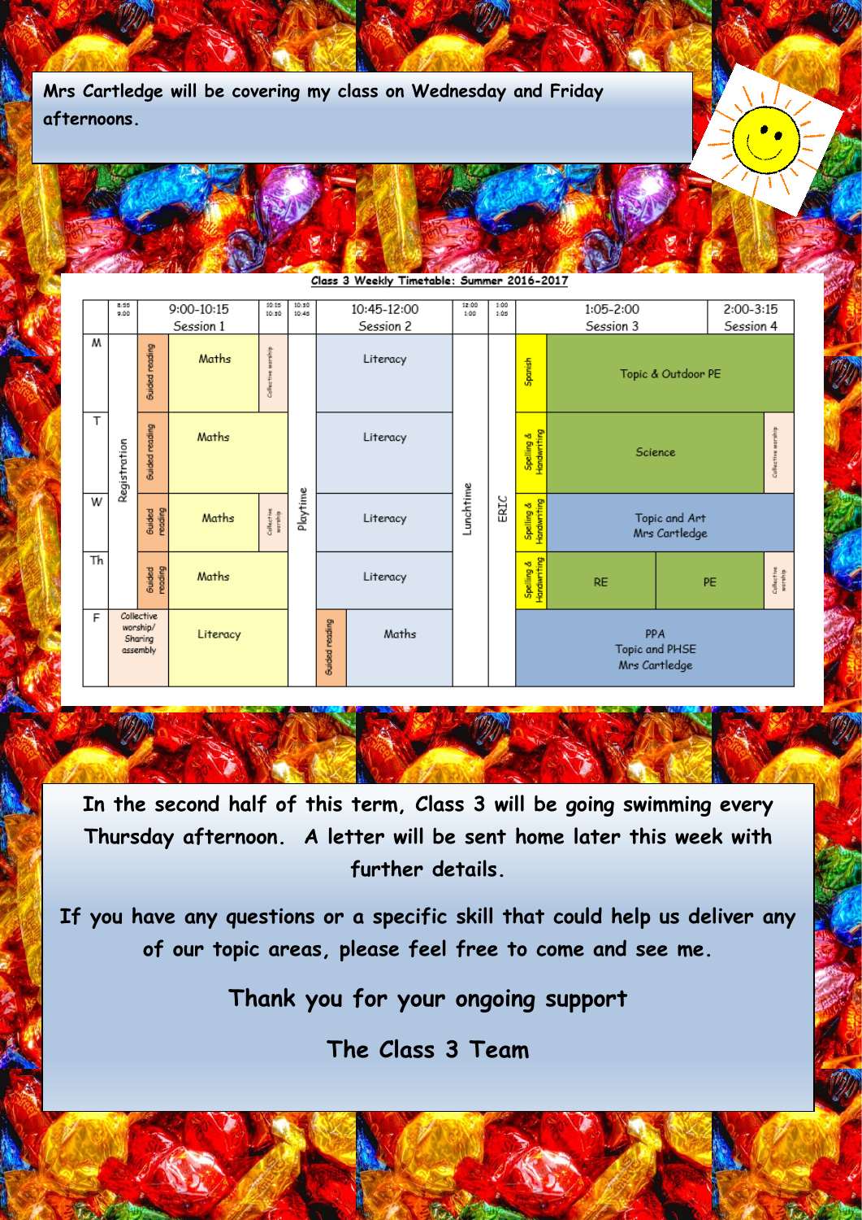Mrs Cartledge will be covering my class on Wednesday and Friday afternoons.

**Class 3 Weekly Timetable: Summer 2016-2017**

| | 8:55-9:00 | | 9:00-10:15 Session 1 | 10:15-10:30 | 10:30-10:45 | | 10:45-12:00 Session 2 | 12:00-1:00 | 1:00-1:05 | | 1:05-2:00 Session 3 | 2:00-3:15 Session 4 | |
|---|---|---|---|---|---|---|---|---|---|---|---|---|---|
| M | Registration | Guided reading | Maths | Collective worship | Playtime | | Literacy | Lunchtime | ERIC | Spanish | Topic & Outdoor PE | | |
| T | Registration | Guided reading | Maths | | Playtime | | Literacy | Lunchtime | ERIC | Spelling & Handwriting | Science | | Collective worship |
| W | Registration | Guided reading | Maths | Collective worship | Playtime | | Literacy | Lunchtime | ERIC | Spelling & Handwriting | Topic and Art Mrs Cartledge | | |
| Th | Registration | Guided reading | Maths | | Playtime | | Literacy | Lunchtime | ERIC | Spelling & Handwriting | RE | PE | Collective worship |
| F | Collective worship/ Sharing assembly | | Literacy | | Playtime | Guided reading | Maths | Lunchtime | ERIC | PPA Topic and PHSE Mrs Cartledge | | | |

In the second half of this term, Class 3 will be going swimming every Thursday afternoon. A letter will be sent home later this week with further details.

If you have any questions or a specific skill that could help us deliver any of our topic areas, please feel free to come and see me.

Thank you for your ongoing support

The Class 3 Team